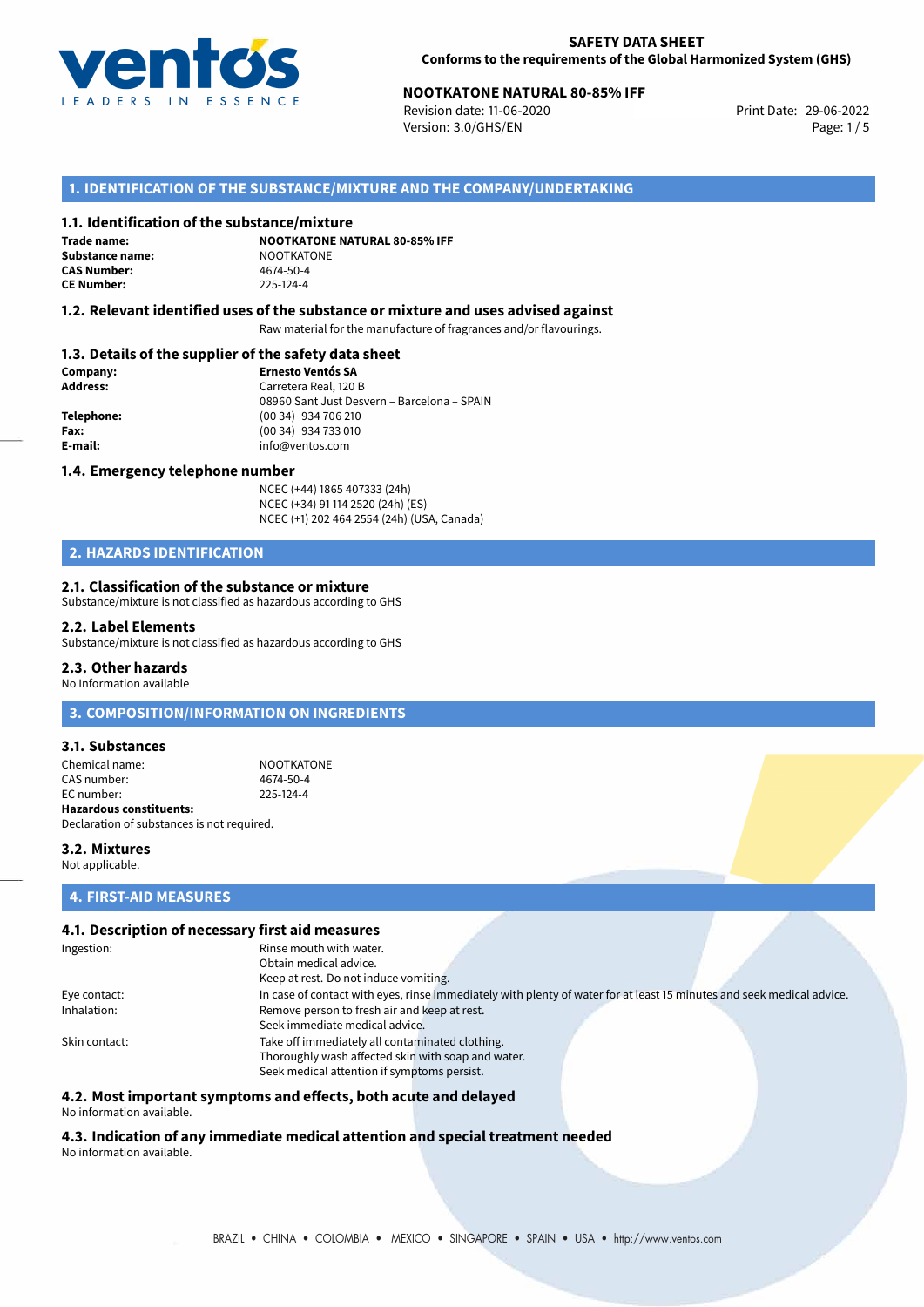**SAFETY DATA SHEET**
**Conforms to the requirements of the Global Harmonized System (GHS)**

**NOOTKATONE NATURAL 80-85% IFF**
Revision date: 11-06-2020
Version: 3.0/GHS/EN
Print Date: 29-06-2022

## 1. IDENTIFICATION OF THE SUBSTANCE/MIXTURE AND THE COMPANY/UNDERTAKING

### 1.1. Identification of the substance/mixture

**Trade name:** **NOOTKATONE NATURAL 80-85% IFF**
**Substance name:** NOOTKATONE
**CAS Number:** 4674-50-4
**CE Number:** 225-124-4

### 1.2. Relevant identified uses of the substance or mixture and uses advised against

Raw material for the manufacture of fragrances and/or flavourings.

### 1.3. Details of the supplier of the safety data sheet

**Company:** **Ernesto Ventós SA**
**Address:** Carretera Real, 120 B
08960 Sant Just Desvern – Barcelona – SPAIN
**Telephone:** (00 34) 934 706 210
**Fax:** (00 34) 934 733 010
**E-mail:** info@ventos.com

### 1.4. Emergency telephone number

NCEC (+44) 1865 407333 (24h)
NCEC (+34) 91 114 2520 (24h) (ES)
NCEC (+1) 202 464 2554 (24h) (USA, Canada)

## 2. HAZARDS IDENTIFICATION

### 2.1. Classification of the substance or mixture

Substance/mixture is not classified as hazardous according to GHS

### 2.2. Label Elements

Substance/mixture is not classified as hazardous according to GHS

### 2.3. Other hazards

No Information available

## 3. COMPOSITION/INFORMATION ON INGREDIENTS

### 3.1. Substances

Chemical name: NOOTKATONE
CAS number: 4674-50-4
EC number: 225-124-4
**Hazardous constituents:**
Declaration of substances is not required.

### 3.2. Mixtures

Not applicable.

## 4. FIRST-AID MEASURES

### 4.1. Description of necessary first aid measures

Ingestion: Rinse mouth with water.
Obtain medical advice.
Keep at rest. Do not induce vomiting.

Eye contact: In case of contact with eyes, rinse immediately with plenty of water for at least 15 minutes and seek medical advice.

Inhalation: Remove person to fresh air and keep at rest.
Seek immediate medical advice.

Skin contact: Take off immediately all contaminated clothing.
Thoroughly wash affected skin with soap and water.
Seek medical attention if symptoms persist.

### 4.2. Most important symptoms and effects, both acute and delayed

No information available.

### 4.3. Indication of any immediate medical attention and special treatment needed

No information available.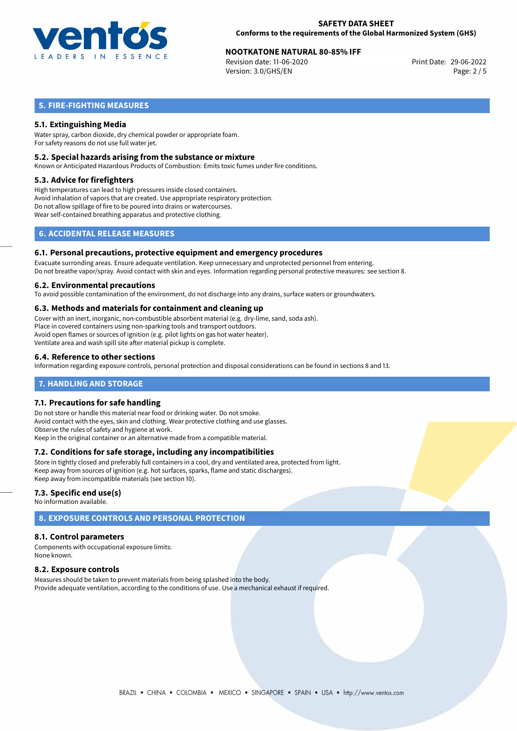## 5. FIRE-FIGHTING MEASURES

### 5.1. Extinguishing Media

Water spray, carbon dioxide, dry chemical powder or appropriate foam.
For safety reasons do not use full water jet.

### 5.2. Special hazards arising from the substance or mixture

Known or Anticipated Hazardous Products of Combustion: Emits toxic fumes under fire conditions.

### 5.3. Advice for firefighters

High temperatures can lead to high pressures inside closed containers.
Avoid inhalation of vapors that are created. Use appropriate respiratory protection.
Do not allow spillage of fire to be poured into drains or watercourses.
Wear self-contained breathing apparatus and protective clothing.

## 6. ACCIDENTAL RELEASE MEASURES

### 6.1. Personal precautions, protective equipment and emergency procedures

Evacuate surronding areas. Ensure adequate ventilation. Keep unnecessary and unprotected personnel from entering.
Do not breathe vapor/spray. Avoid contact with skin and eyes. Information regarding personal protective measures: see section 8.

### 6.2. Environmental precautions

To avoid possible contamination of the environment, do not discharge into any drains, surface waters or groundwaters.

### 6.3. Methods and materials for containment and cleaning up

Cover with an inert, inorganic, non-combustible absorbent material (e.g. dry-lime, sand, soda ash).
Place in covered containers using non-sparking tools and transport outdoors.
Avoid open flames or sources of ignition (e.g. pilot lights on gas hot water heater).
Ventilate area and wash spill site after material pickup is complete.

### 6.4. Reference to other sections

Information regarding exposure controls, personal protection and disposal considerations can be found in sections 8 and 13.

## 7. HANDLING AND STORAGE

### 7.1. Precautions for safe handling

Do not store or handle this material near food or drinking water. Do not smoke.
Avoid contact with the eyes, skin and clothing. Wear protective clothing and use glasses.
Observe the rules of safety and hygiene at work.
Keep in the original container or an alternative made from a compatible material.

### 7.2. Conditions for safe storage, including any incompatibilities

Store in tightly closed and preferably full containers in a cool, dry and ventilated area, protected from light.
Keep away from sources of ignition (e.g. hot surfaces, sparks, flame and static discharges).
Keep away from incompatible materials (see section 10).

### 7.3. Specific end use(s)

No information available.

## 8. EXPOSURE CONTROLS AND PERSONAL PROTECTION

### 8.1. Control parameters

Components with occupational exposure limits:
None known.

### 8.2. Exposure controls

Measures should be taken to prevent materials from being splashed into the body.
Provide adequate ventilation, according to the conditions of use. Use a mechanical exhaust if required.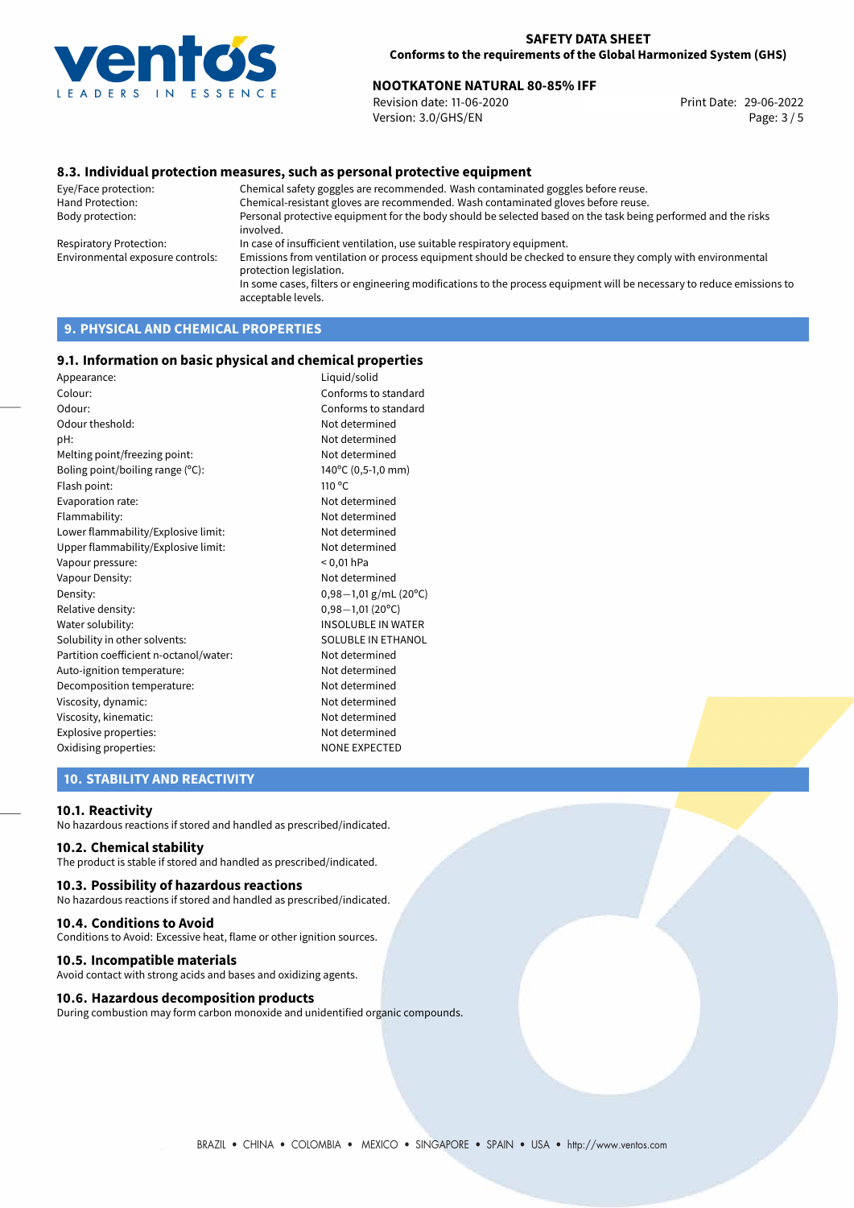### 8.3. Individual protection measures, such as personal protective equipment

| | |
|---|---|
| Eye/Face protection: | Chemical safety goggles are recommended. Wash contaminated goggles before reuse. |
| Hand Protection: | Chemical-resistant gloves are recommended. Wash contaminated gloves before reuse. |
| Body protection: | Personal protective equipment for the body should be selected based on the task being performed and the risks involved. |
| Respiratory Protection: | In case of insufficient ventilation, use suitable respiratory equipment. |
| Environmental exposure controls: | Emissions from ventilation or process equipment should be checked to ensure they comply with environmental protection legislation. In some cases, filters or engineering modifications to the process equipment will be necessary to reduce emissions to acceptable levels. |

## 9. PHYSICAL AND CHEMICAL PROPERTIES

### 9.1. Information on basic physical and chemical properties

| | |
|---|---|
| Appearance: | Liquid/solid |
| Colour: | Conforms to standard |
| Odour: | Conforms to standard |
| Odour theshold: | Not determined |
| pH: | Not determined |
| Melting point/freezing point: | Not determined |
| Boling point/boiling range (°C): | 140°C (0,5-1,0 mm) |
| Flash point: | 110 °C |
| Evaporation rate: | Not determined |
| Flammability: | Not determined |
| Lower flammability/Explosive limit: | Not determined |
| Upper flammability/Explosive limit: | Not determined |
| Vapour pressure: | < 0,01 hPa |
| Vapour Density: | Not determined |
| Density: | 0,98—1,01 g/mL (20°C) |
| Relative density: | 0,98—1,01 (20°C) |
| Water solubility: | INSOLUBLE IN WATER |
| Solubility in other solvents: | SOLUBLE IN ETHANOL |
| Partition coefficient n-octanol/water: | Not determined |
| Auto-ignition temperature: | Not determined |
| Decomposition temperature: | Not determined |
| Viscosity, dynamic: | Not determined |
| Viscosity, kinematic: | Not determined |
| Explosive properties: | Not determined |
| Oxidising properties: | NONE EXPECTED |

## 10. STABILITY AND REACTIVITY

### 10.1. Reactivity

No hazardous reactions if stored and handled as prescribed/indicated.

### 10.2. Chemical stability

The product is stable if stored and handled as prescribed/indicated.

### 10.3. Possibility of hazardous reactions

No hazardous reactions if stored and handled as prescribed/indicated.

### 10.4. Conditions to Avoid

Conditions to Avoid: Excessive heat, flame or other ignition sources.

### 10.5. Incompatible materials

Avoid contact with strong acids and bases and oxidizing agents.

### 10.6. Hazardous decomposition products

During combustion may form carbon monoxide and unidentified organic compounds.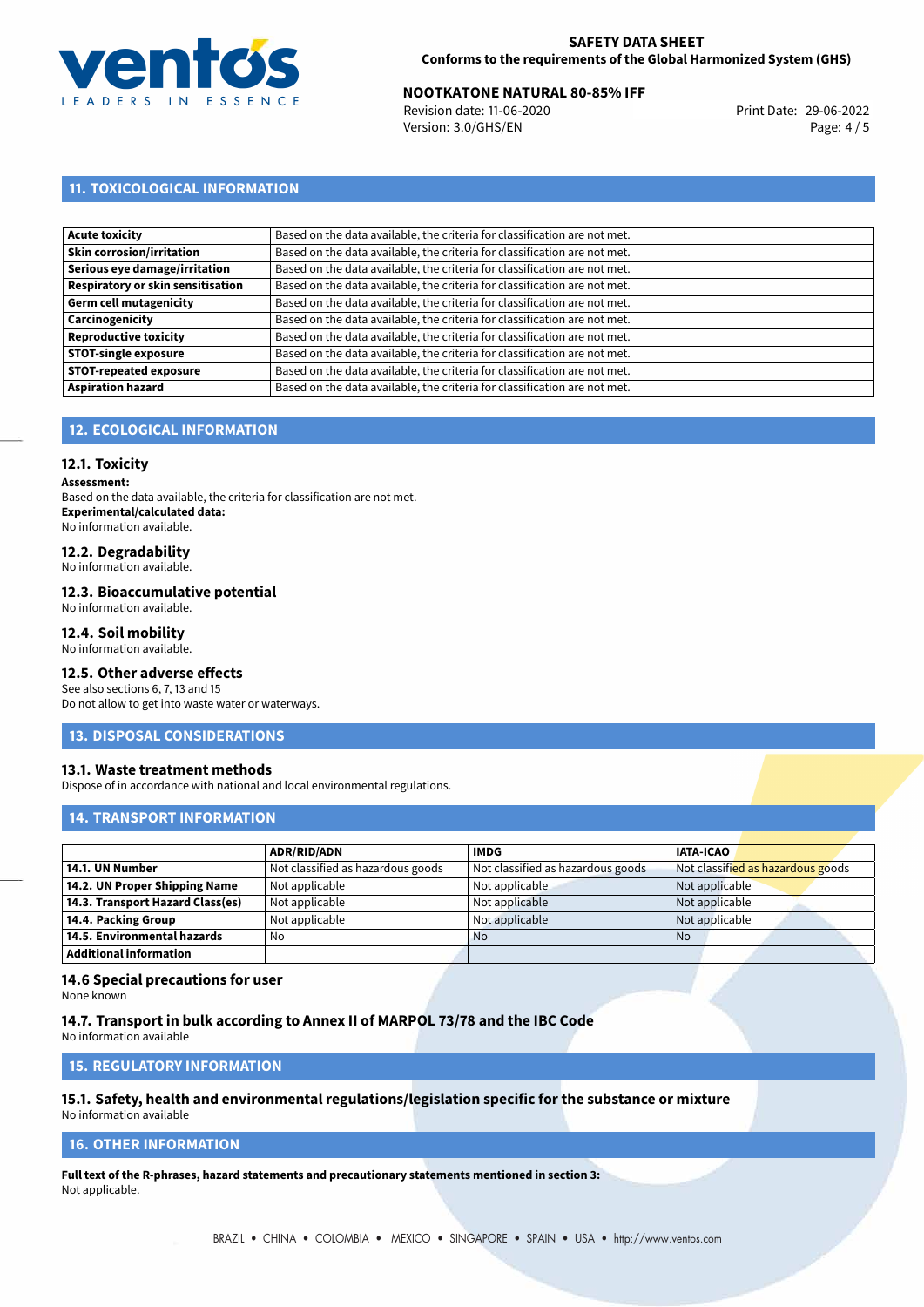## 11. TOXICOLOGICAL INFORMATION

| | |
|---|---|
| **Acute toxicity** | Based on the data available, the criteria for classification are not met. |
| **Skin corrosion/irritation** | Based on the data available, the criteria for classification are not met. |
| **Serious eye damage/irritation** | Based on the data available, the criteria for classification are not met. |
| **Respiratory or skin sensitisation** | Based on the data available, the criteria for classification are not met. |
| **Germ cell mutagenicity** | Based on the data available, the criteria for classification are not met. |
| **Carcinogenicity** | Based on the data available, the criteria for classification are not met. |
| **Reproductive toxicity** | Based on the data available, the criteria for classification are not met. |
| **STOT-single exposure** | Based on the data available, the criteria for classification are not met. |
| **STOT-repeated exposure** | Based on the data available, the criteria for classification are not met. |
| **Aspiration hazard** | Based on the data available, the criteria for classification are not met. |

## 12. ECOLOGICAL INFORMATION

### 12.1. Toxicity

**Assessment:**
Based on the data available, the criteria for classification are not met.
**Experimental/calculated data:**
No information available.

### 12.2. Degradability

No information available.

### 12.3. Bioaccumulative potential

No information available.

### 12.4. Soil mobility

No information available.

### 12.5. Other adverse effects

See also sections 6, 7, 13 and 15
Do not allow to get into waste water or waterways.

## 13. DISPOSAL CONSIDERATIONS

### 13.1. Waste treatment methods

Dispose of in accordance with national and local environmental regulations.

## 14. TRANSPORT INFORMATION

| | ADR/RID/ADN | IMDG | IATA-ICAO |
|---|---|---|---|
| **14.1. UN Number** | Not classified as hazardous goods | Not classified as hazardous goods | Not classified as hazardous goods |
| **14.2. UN Proper Shipping Name** | Not applicable | Not applicable | Not applicable |
| **14.3. Transport Hazard Class(es)** | Not applicable | Not applicable | Not applicable |
| **14.4. Packing Group** | Not applicable | Not applicable | Not applicable |
| **14.5. Environmental hazards** | No | No | No |
| **Additional information** | | | |

### 14.6 Special precautions for user

None known

### 14.7. Transport in bulk according to Annex II of MARPOL 73/78 and the IBC Code

No information available

## 15. REGULATORY INFORMATION

### 15.1. Safety, health and environmental regulations/legislation specific for the substance or mixture

No information available

## 16. OTHER INFORMATION

**Full text of the R-phrases, hazard statements and precautionary statements mentioned in section 3:**
Not applicable.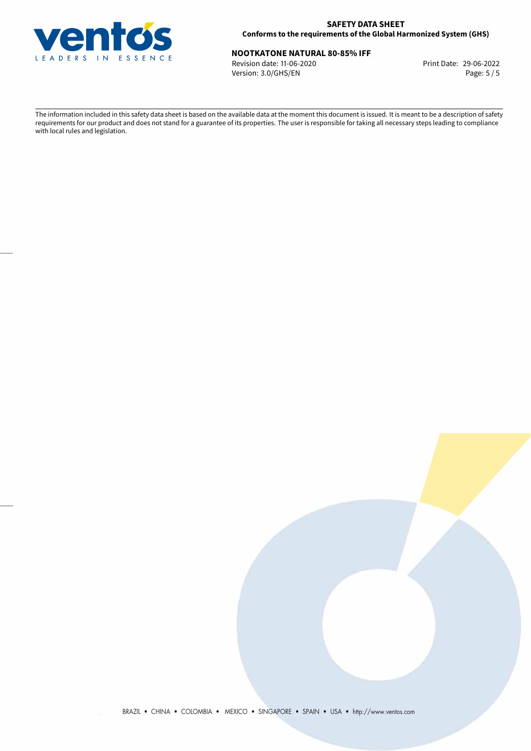The information included in this safety data sheet is based on the available data at the moment this document is issued. It is meant to be a description of safety requirements for our product and does not stand for a guarantee of its properties. The user is responsible for taking all necessary steps leading to compliance with local rules and legislation.